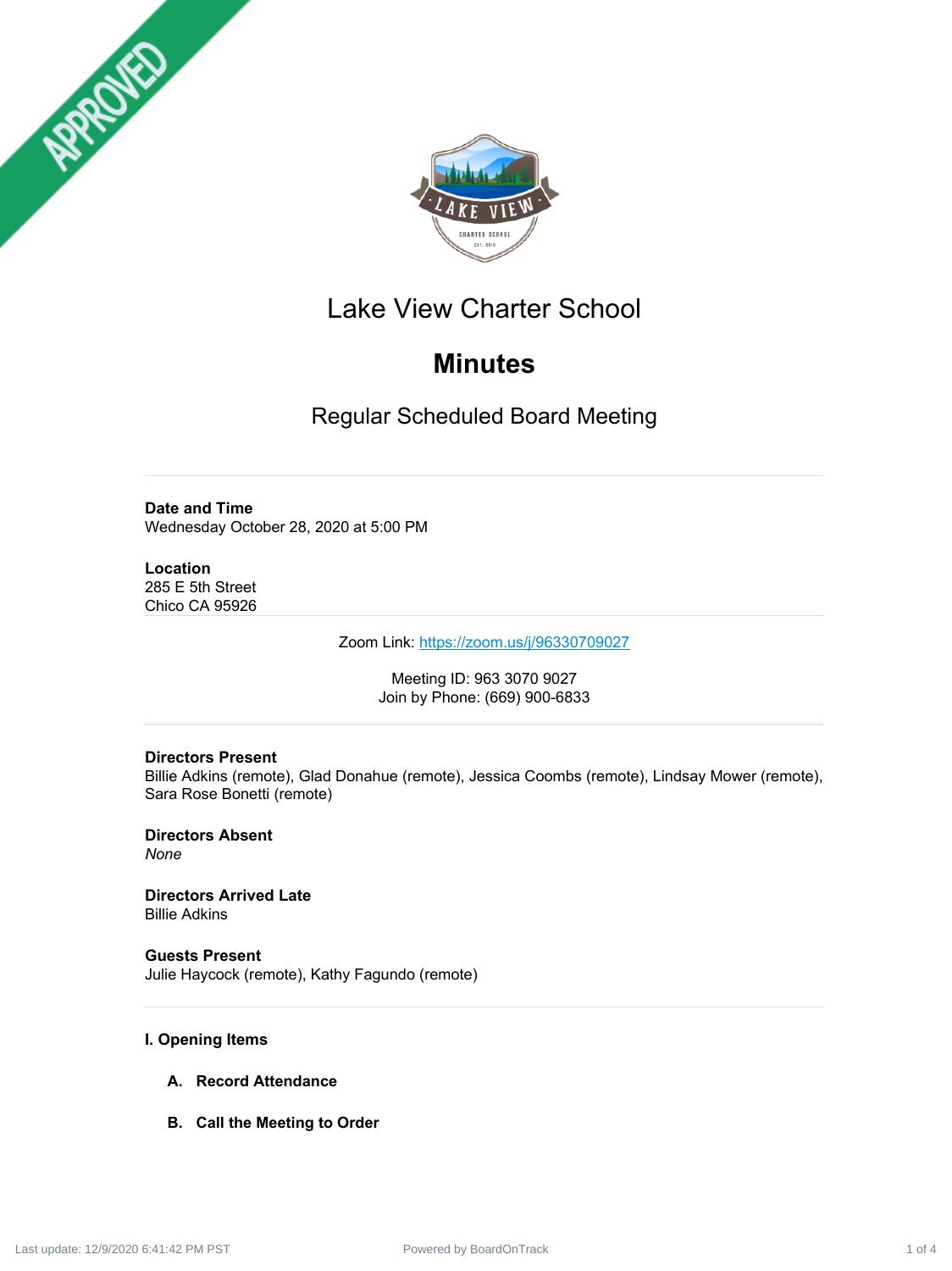# Lake View Charter School

## Minutes

### Regular Scheduled Board Meeting

**Date and Time**
Wednesday October 28, 2020 at 5:00 PM

**Location**
285 E 5th Street
Chico CA 95926

Zoom Link: https://zoom.us/j/96330709027

Meeting ID: 963 3070 9027
Join by Phone: (669) 900-6833

**Directors Present**
Billie Adkins (remote), Glad Donahue (remote), Jessica Coombs (remote), Lindsay Mower (remote), Sara Rose Bonetti (remote)

**Directors Absent**
*None*

**Directors Arrived Late**
Billie Adkins

**Guests Present**
Julie Haycock (remote), Kathy Fagundo (remote)

**I. Opening Items**

**A. Record Attendance**

**B. Call the Meeting to Order**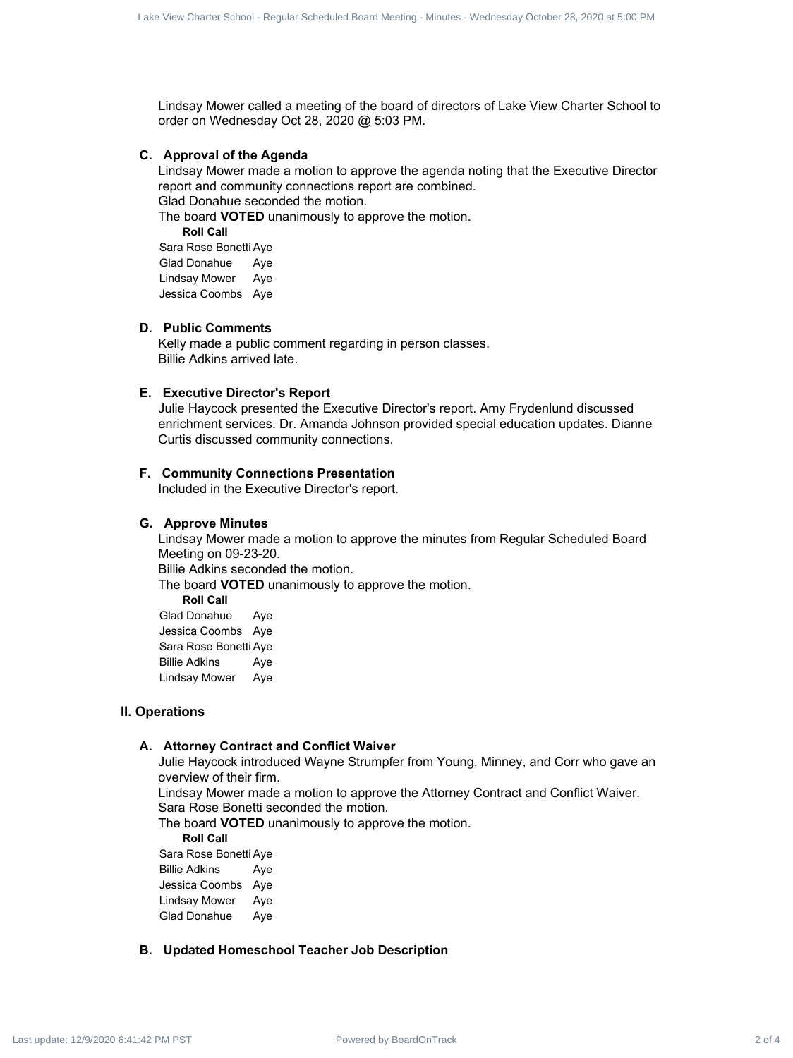Lindsay Mower called a meeting of the board of directors of Lake View Charter School to order on Wednesday Oct 28, 2020 @ 5:03 PM.

### C. Approval of the Agenda

Lindsay Mower made a motion to approve the agenda noting that the Executive Director report and community connections report are combined.
Glad Donahue seconded the motion.
The board **VOTED** unanimously to approve the motion.

**Roll Call**

| | |
|---|---|
| Sara Rose Bonetti | Aye |
| Glad Donahue | Aye |
| Lindsay Mower | Aye |
| Jessica Coombs | Aye |

### D. Public Comments

Kelly made a public comment regarding in person classes.
Billie Adkins arrived late.

### E. Executive Director's Report

Julie Haycock presented the Executive Director's report. Amy Frydenlund discussed enrichment services. Dr. Amanda Johnson provided special education updates. Dianne Curtis discussed community connections.

### F. Community Connections Presentation

Included in the Executive Director's report.

### G. Approve Minutes

Lindsay Mower made a motion to approve the minutes from Regular Scheduled Board Meeting on 09-23-20.
Billie Adkins seconded the motion.
The board **VOTED** unanimously to approve the motion.

**Roll Call**

| | |
|---|---|
| Glad Donahue | Aye |
| Jessica Coombs | Aye |
| Sara Rose Bonetti | Aye |
| Billie Adkins | Aye |
| Lindsay Mower | Aye |

## II. Operations

### A. Attorney Contract and Conflict Waiver

Julie Haycock introduced Wayne Strumpfer from Young, Minney, and Corr who gave an overview of their firm.
Lindsay Mower made a motion to approve the Attorney Contract and Conflict Waiver.
Sara Rose Bonetti seconded the motion.
The board **VOTED** unanimously to approve the motion.

**Roll Call**

| | |
|---|---|
| Sara Rose Bonetti | Aye |
| Billie Adkins | Aye |
| Jessica Coombs | Aye |
| Lindsay Mower | Aye |
| Glad Donahue | Aye |

### B. Updated Homeschool Teacher Job Description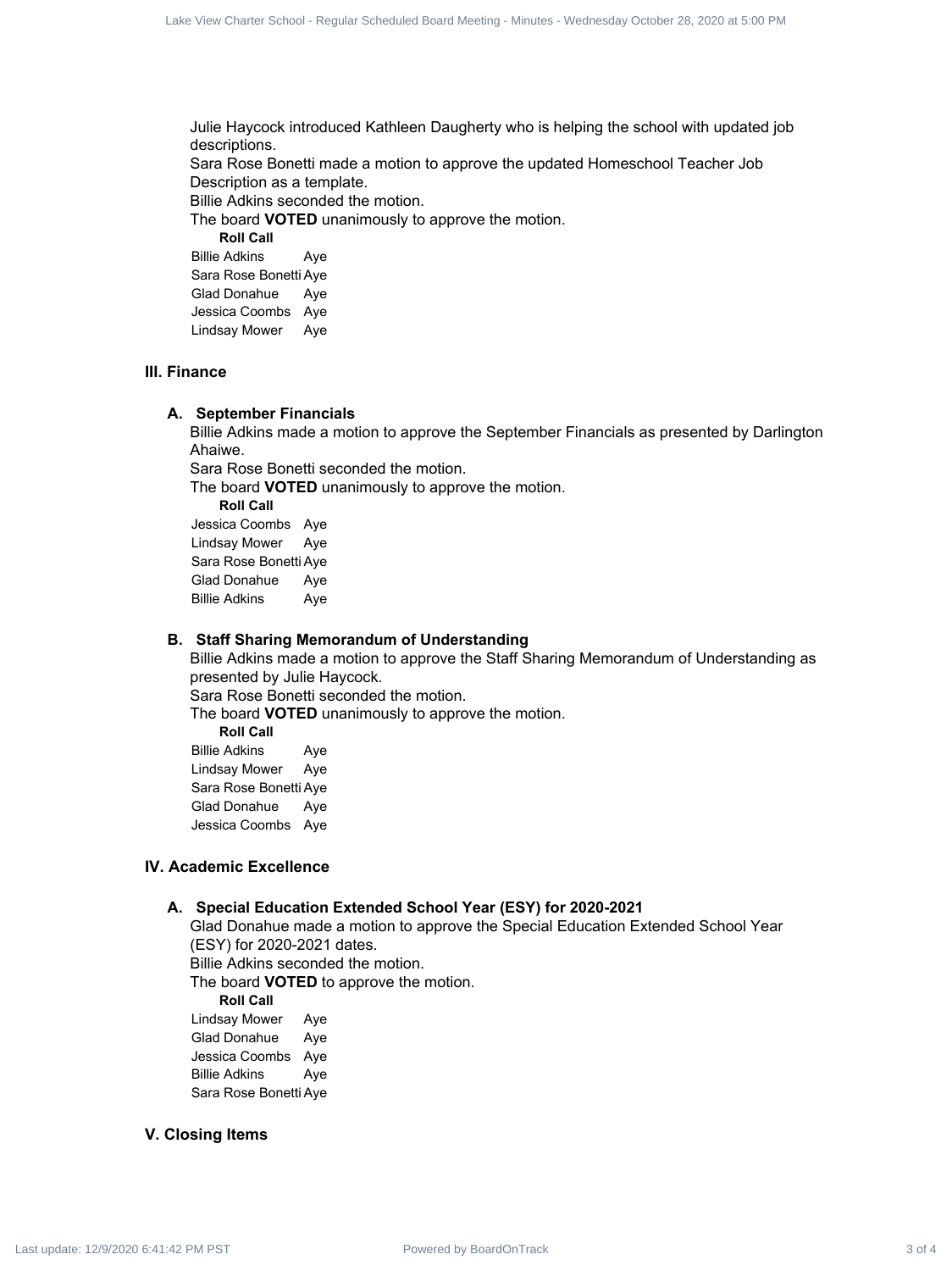Julie Haycock introduced Kathleen Daugherty who is helping the school with updated job descriptions.
Sara Rose Bonetti made a motion to approve the updated Homeschool Teacher Job Description as a template.
Billie Adkins seconded the motion.
The board **VOTED** unanimously to approve the motion.

**Roll Call**

| | |
|---|---|
| Billie Adkins | Aye |
| Sara Rose Bonetti | Aye |
| Glad Donahue | Aye |
| Jessica Coombs | Aye |
| Lindsay Mower | Aye |

## III. Finance

### A. September Financials

Billie Adkins made a motion to approve the September Financials as presented by Darlington Ahaiwe.
Sara Rose Bonetti seconded the motion.
The board **VOTED** unanimously to approve the motion.

**Roll Call**

| | |
|---|---|
| Jessica Coombs | Aye |
| Lindsay Mower | Aye |
| Sara Rose Bonetti | Aye |
| Glad Donahue | Aye |
| Billie Adkins | Aye |

### B. Staff Sharing Memorandum of Understanding

Billie Adkins made a motion to approve the Staff Sharing Memorandum of Understanding as presented by Julie Haycock.
Sara Rose Bonetti seconded the motion.
The board **VOTED** unanimously to approve the motion.

**Roll Call**

| | |
|---|---|
| Billie Adkins | Aye |
| Lindsay Mower | Aye |
| Sara Rose Bonetti | Aye |
| Glad Donahue | Aye |
| Jessica Coombs | Aye |

## IV. Academic Excellence

### A. Special Education Extended School Year (ESY) for 2020-2021

Glad Donahue made a motion to approve the Special Education Extended School Year (ESY) for 2020-2021 dates.
Billie Adkins seconded the motion.
The board **VOTED** to approve the motion.

**Roll Call**

| | |
|---|---|
| Lindsay Mower | Aye |
| Glad Donahue | Aye |
| Jessica Coombs | Aye |
| Billie Adkins | Aye |
| Sara Rose Bonetti | Aye |

## V. Closing Items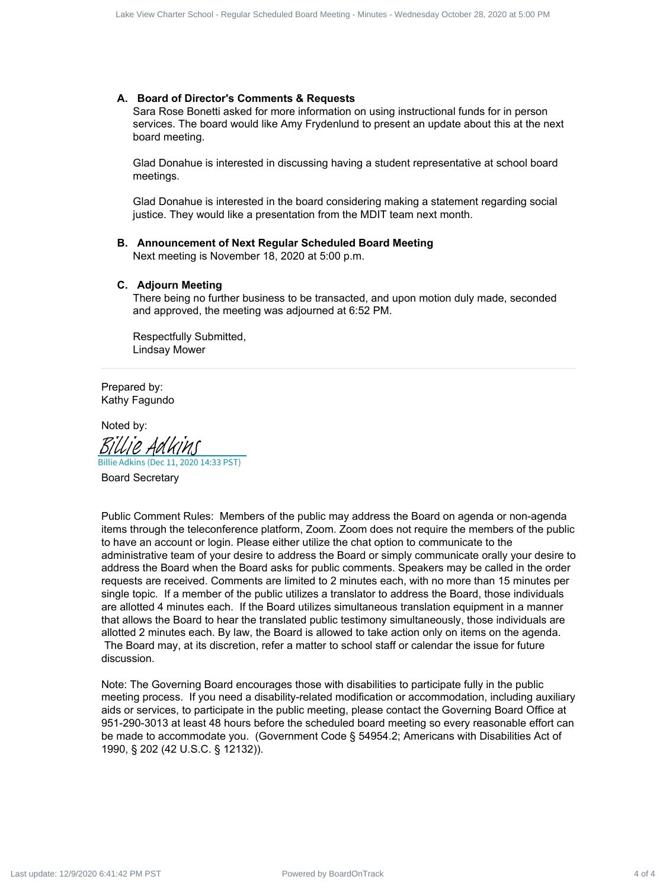**A. Board of Director's Comments & Requests**

Sara Rose Bonetti asked for more information on using instructional funds for in person services. The board would like Amy Frydenlund to present an update about this at the next board meeting.

Glad Donahue is interested in discussing having a student representative at school board meetings.

Glad Donahue is interested in the board considering making a statement regarding social justice. They would like a presentation from the MDIT team next month.

**B. Announcement of Next Regular Scheduled Board Meeting**

Next meeting is November 18, 2020 at 5:00 p.m.

**C. Adjourn Meeting**

There being no further business to be transacted, and upon motion duly made, seconded and approved, the meeting was adjourned at 6:52 PM.

Respectfully Submitted,
Lindsay Mower

---

Prepared by:
Kathy Fagundo

Noted by:

Billie Adkins
Billie Adkins (Dec 11, 2020 14:33 PST)

Board Secretary

Public Comment Rules: Members of the public may address the Board on agenda or non-agenda items through the teleconference platform, Zoom. Zoom does not require the members of the public to have an account or login. Please either utilize the chat option to communicate to the administrative team of your desire to address the Board or simply communicate orally your desire to address the Board when the Board asks for public comments. Speakers may be called in the order requests are received. Comments are limited to 2 minutes each, with no more than 15 minutes per single topic. If a member of the public utilizes a translator to address the Board, those individuals are allotted 4 minutes each. If the Board utilizes simultaneous translation equipment in a manner that allows the Board to hear the translated public testimony simultaneously, those individuals are allotted 2 minutes each. By law, the Board is allowed to take action only on items on the agenda. The Board may, at its discretion, refer a matter to school staff or calendar the issue for future discussion.

Note: The Governing Board encourages those with disabilities to participate fully in the public meeting process. If you need a disability-related modification or accommodation, including auxiliary aids or services, to participate in the public meeting, please contact the Governing Board Office at 951-290-3013 at least 48 hours before the scheduled board meeting so every reasonable effort can be made to accommodate you. (Government Code § 54954.2; Americans with Disabilities Act of 1990, § 202 (42 U.S.C. § 12132)).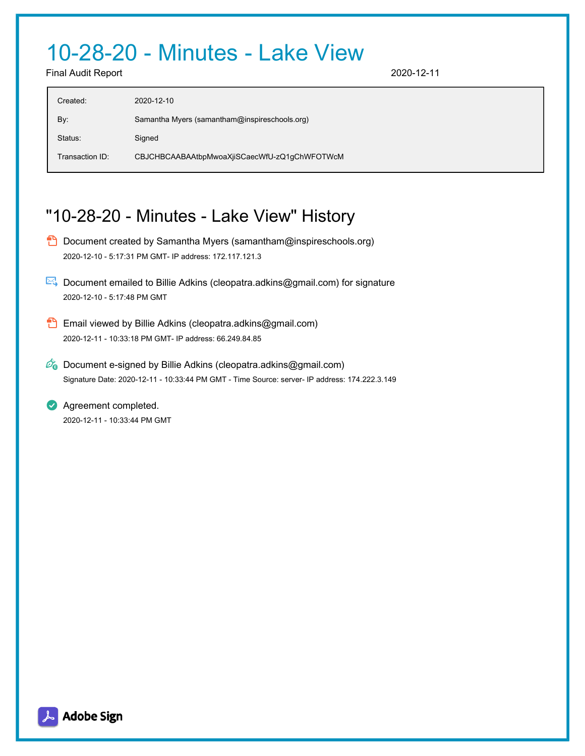# 10-28-20 - Minutes - Lake View

Final Audit Report 2020-12-11

| | |
|---|---|
| Created: | 2020-12-10 |
| By: | Samantha Myers (samantham@inspireschools.org) |
| Status: | Signed |
| Transaction ID: | CBJCHBCAABAAtbpMwoaXjiSCaecWfU-zQ1gChWFOTWcM |

## "10-28-20 - Minutes - Lake View" History

- Document created by Samantha Myers (samantham@inspireschools.org)
  2020-12-10 - 5:17:31 PM GMT- IP address: 172.117.121.3

- Document emailed to Billie Adkins (cleopatra.adkins@gmail.com) for signature
  2020-12-10 - 5:17:48 PM GMT

- Email viewed by Billie Adkins (cleopatra.adkins@gmail.com)
  2020-12-11 - 10:33:18 PM GMT- IP address: 66.249.84.85

- Document e-signed by Billie Adkins (cleopatra.adkins@gmail.com)
  Signature Date: 2020-12-11 - 10:33:44 PM GMT - Time Source: server- IP address: 174.222.3.149

- Agreement completed.
  2020-12-11 - 10:33:44 PM GMT

Adobe Sign